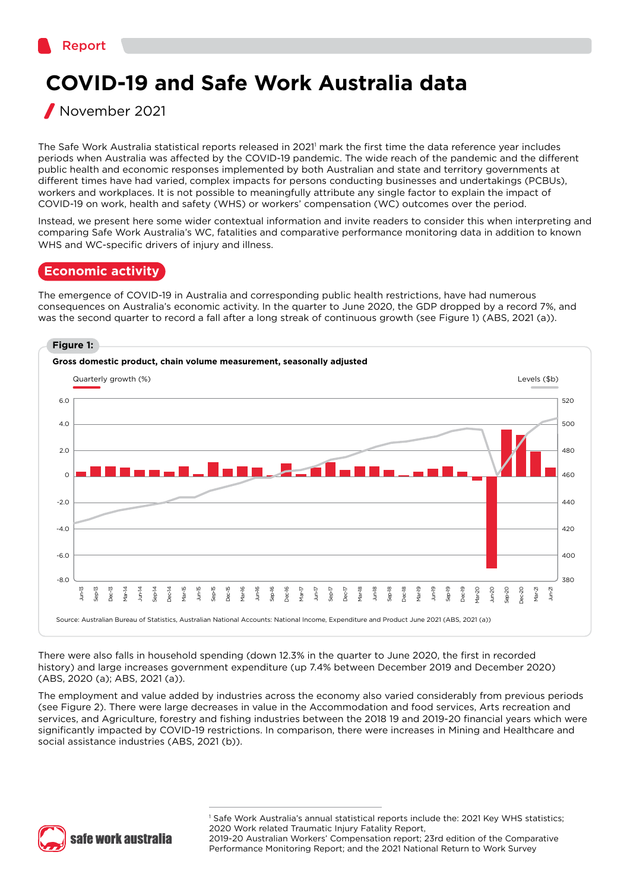Report

# COVID-19 and Safe Work Australia data

November 2021

The Safe Work Australia statistical reports released in 2021[1] mark the first time the data reference year includes periods when Australia was affected by the COVID-19 pandemic. The wide reach of the pandemic and the different public health and economic responses implemented by both Australian and state and territory governments at different times have had varied, complex impacts for persons conducting businesses and undertakings (PCBUs), workers and workplaces. It is not possible to meaningfully attribute any single factor to explain the impact of COVID-19 on work, health and safety (WHS) or workers' compensation (WC) outcomes over the period.

Instead, we present here some wider contextual information and invite readers to consider this when interpreting and comparing Safe Work Australia's WC, fatalities and comparative performance monitoring data in addition to known WHS and WC-specific drivers of injury and illness.

## Economic activity

The emergence of COVID-19 in Australia and corresponding public health restrictions, have had numerous consequences on Australia's economic activity. In the quarter to June 2020, the GDP dropped by a record 7%, and was the second quarter to record a fall after a long streak of continuous growth (see Figure 1) (ABS, 2021 (a)).

**Figure 1:**

**Gross domestic product, chain volume measurement, seasonally adjusted**

Source: Australian Bureau of Statistics, Australian National Accounts: National Income, Expenditure and Product June 2021 (ABS, 2021 (a))

There were also falls in household spending (down 12.3% in the quarter to June 2020, the first in recorded history) and large increases government expenditure (up 7.4% between December 2019 and December 2020) (ABS, 2020 (a); ABS, 2021 (a)).

The employment and value added by industries across the economy also varied considerably from previous periods (see Figure 2). There were large decreases in value in the Accommodation and food services, Arts recreation and services, and Agriculture, forestry and fishing industries between the 2018 19 and 2019-20 financial years which were significantly impacted by COVID-19 restrictions. In comparison, there were increases in Mining and Healthcare and social assistance industries (ABS, 2021 (b)).

---

[1] Safe Work Australia's annual statistical reports include the: 2021 Key WHS statistics; 2020 Work related Traumatic Injury Fatality Report, 2019-20 Australian Workers' Compensation report; 23rd edition of the Comparative Performance Monitoring Report; and the 2021 National Return to Work Survey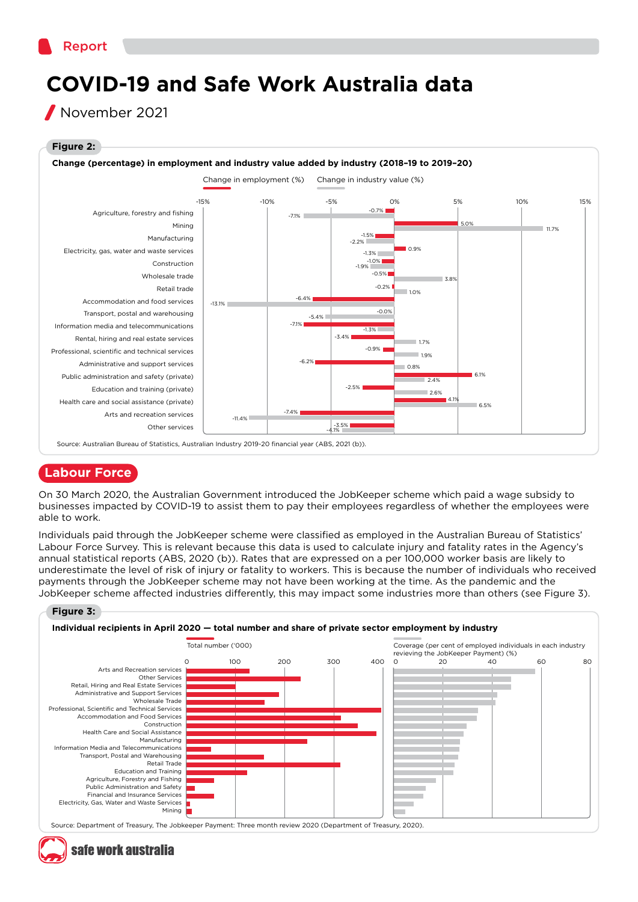# COVID-19 and Safe Work Australia data

November 2021

**Figure 2:**

**Change (percentage) in employment and industry value added by industry (2018–19 to 2019–20)**

| Industry | Change in employment (%) | Change in industry value (%) |
|---|---|---|
| Agriculture, forestry and fishing | -0.7% | -7.1% |
| Mining | 5.0% | 11.7% |
| Manufacturing | -1.5% | -2.2% |
| Electricity, gas, water and waste services | 0.9% | -1.3% |
| Construction | -1.0% | -1.9% |
| Wholesale trade | -0.5% | 3.8% |
| Retail trade | -0.2% | 1.0% |
| Accommodation and food services | -6.4% | -13.1% |
| Transport, postal and warehousing | -0.0% | -5.4% |
| Information media and telecommunications | -7.1% | -1.3% |
| Rental, hiring and real estate services | -3.4% | 1.7% |
| Professional, scientific and technical services | -0.9% | 1.9% |
| Administrative and support services | -6.2% | 0.8% |
| Public administration and safety (private) | 6.1% | 2.4% |
| Education and training (private) | -2.5% | 2.6% |
| Health care and social assistance (private) | 4.1% | 6.5% |
| Arts and recreation services | -7.4% | -11.4% |
| Other services | -3.5% | -4.1% |

Source: Australian Bureau of Statistics, Australian Industry 2019-20 financial year (ABS, 2021 (b)).

## Labour Force

On 30 March 2020, the Australian Government introduced the JobKeeper scheme which paid a wage subsidy to businesses impacted by COVID-19 to assist them to pay their employees regardless of whether the employees were able to work.

Individuals paid through the JobKeeper scheme were classified as employed in the Australian Bureau of Statistics' Labour Force Survey. This is relevant because this data is used to calculate injury and fatality rates in the Agency's annual statistical reports (ABS, 2020 (b)). Rates that are expressed on a per 100,000 worker basis are likely to underestimate the level of risk of injury or fatality to workers. This is because the number of individuals who received payments through the JobKeeper scheme may not have been working at the time. As the pandemic and the JobKeeper scheme affected industries differently, this may impact some industries more than others (see Figure 3).

**Figure 3:**

**Individual recipients in April 2020 — total number and share of private sector employment by industry**

Total number ('000) | Coverage (per cent of employed individuals in each industry reviewing the JobKeeper Payment) (%)

Industries (in chart order): Arts and Recreation services; Other Services; Retail, Hiring and Real Estate Services; Administrative and Support Services; Wholesale Trade; Professional, Scientific and Technical Services; Accommodation and Food Services; Construction; Health Care and Social Assistance; Manufacturing; Information Media and Telecommunications; Transport, Postal and Warehousing; Retail Trade; Education and Training; Agriculture, Forestry and Fishing; Public Administration and Safety; Financial and Insurance Services; Electricity, Gas, Water and Waste Services; Mining

Source: Department of Treasury, The Jobkeeper Payment: Three month review 2020 (Department of Treasury, 2020).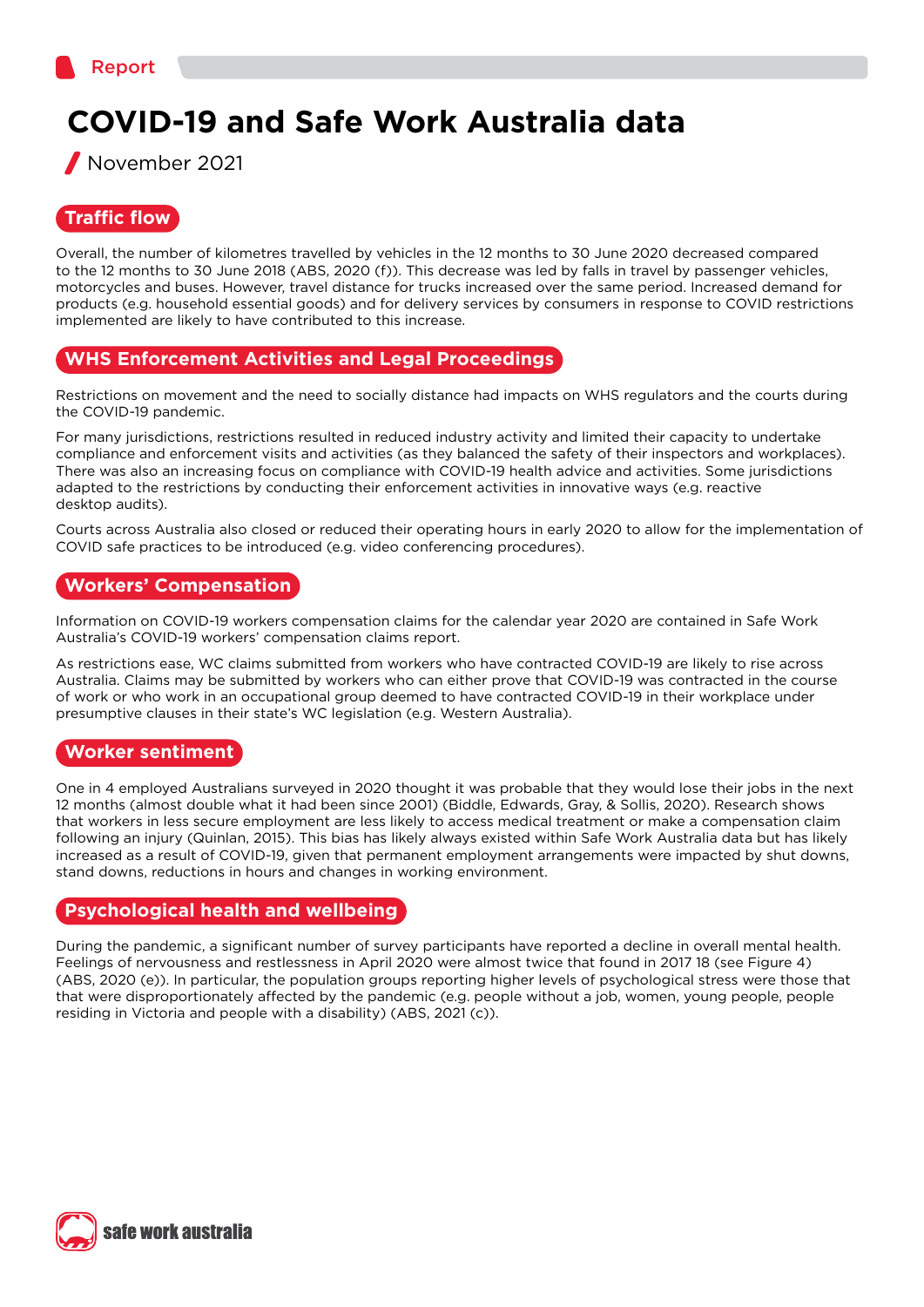## Traffic flow

Overall, the number of kilometres travelled by vehicles in the 12 months to 30 June 2020 decreased compared to the 12 months to 30 June 2018 (ABS, 2020 (f)). This decrease was led by falls in travel by passenger vehicles, motorcycles and buses. However, travel distance for trucks increased over the same period. Increased demand for products (e.g. household essential goods) and for delivery services by consumers in response to COVID restrictions implemented are likely to have contributed to this increase.

## WHS Enforcement Activities and Legal Proceedings

Restrictions on movement and the need to socially distance had impacts on WHS regulators and the courts during the COVID-19 pandemic.

For many jurisdictions, restrictions resulted in reduced industry activity and limited their capacity to undertake compliance and enforcement visits and activities (as they balanced the safety of their inspectors and workplaces). There was also an increasing focus on compliance with COVID-19 health advice and activities. Some jurisdictions adapted to the restrictions by conducting their enforcement activities in innovative ways (e.g. reactive desktop audits).

Courts across Australia also closed or reduced their operating hours in early 2020 to allow for the implementation of COVID safe practices to be introduced (e.g. video conferencing procedures).

## Workers' Compensation

Information on COVID-19 workers compensation claims for the calendar year 2020 are contained in Safe Work Australia's COVID-19 workers' compensation claims report.

As restrictions ease, WC claims submitted from workers who have contracted COVID-19 are likely to rise across Australia. Claims may be submitted by workers who can either prove that COVID-19 was contracted in the course of work or who work in an occupational group deemed to have contracted COVID-19 in their workplace under presumptive clauses in their state's WC legislation (e.g. Western Australia).

## Worker sentiment

One in 4 employed Australians surveyed in 2020 thought it was probable that they would lose their jobs in the next 12 months (almost double what it had been since 2001) (Biddle, Edwards, Gray, & Sollis, 2020). Research shows that workers in less secure employment are less likely to access medical treatment or make a compensation claim following an injury (Quinlan, 2015). This bias has likely always existed within Safe Work Australia data but has likely increased as a result of COVID-19, given that permanent employment arrangements were impacted by shut downs, stand downs, reductions in hours and changes in working environment.

## Psychological health and wellbeing

During the pandemic, a significant number of survey participants have reported a decline in overall mental health. Feelings of nervousness and restlessness in April 2020 were almost twice that found in 2017 18 (see Figure 4) (ABS, 2020 (e)). In particular, the population groups reporting higher levels of psychological stress were those that that were disproportionately affected by the pandemic (e.g. people without a job, women, young people, people residing in Victoria and people with a disability) (ABS, 2021 (c)).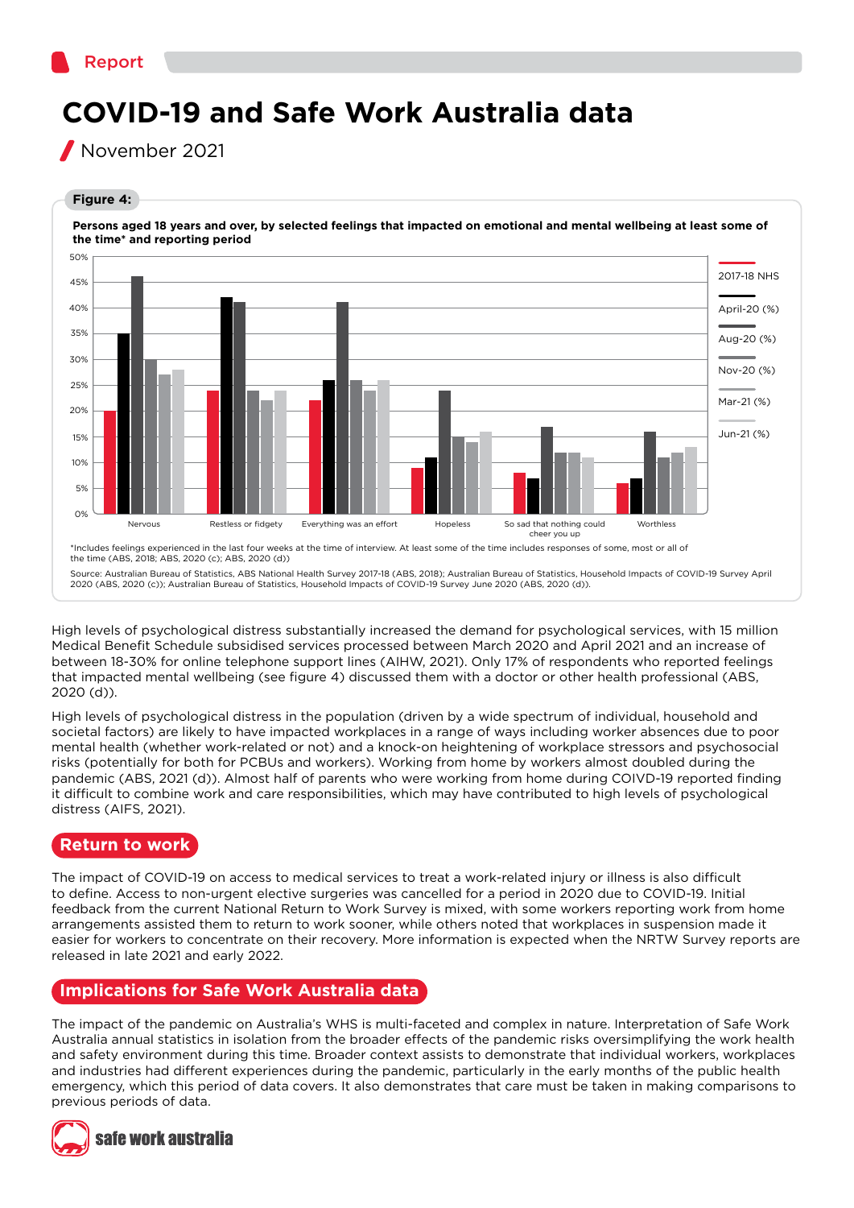# COVID-19 and Safe Work Australia data

November 2021

**Figure 4:**

**Persons aged 18 years and over, by selected feelings that impacted on emotional and mental wellbeing at least some of the time* and reporting period**

| Feeling | 2017-18 NHS | April-20 (%) | Aug-20 (%) | Nov-20 (%) | Mar-21 (%) | Jun-21 (%) |
|---|---|---|---|---|---|---|
| Nervous | 20% | 35% | 46% | 30% | 27% | 28% |
| Restless or fidgety | 24% | 42% | 41% | 24% | 22% | 24% |
| Everything was an effort | 22% | 26% | 41% | 26% | 24% | 26% |
| Hopeless | 9% | 11% | 24% | 15% | 14% | 16% |
| So sad that nothing could cheer you up | 8% | 7% | 17% | 12% | 12% | 11% |
| Worthless | 6% | 7% | 16% | 11% | 12% | 13% |

*Includes feelings experienced in the last four weeks at the time of interview. At least some of the time includes responses of some, most or all of the time (ABS, 2018; ABS, 2020 (c); ABS, 2020 (d))

Source: Australian Bureau of Statistics, ABS National Health Survey 2017-18 (ABS, 2018); Australian Bureau of Statistics, Household Impacts of COVID-19 Survey April 2020 (ABS, 2020 (c)); Australian Bureau of Statistics, Household Impacts of COVID-19 Survey June 2020 (ABS, 2020 (d)).

High levels of psychological distress substantially increased the demand for psychological services, with 15 million Medical Benefit Schedule subsidised services processed between March 2020 and April 2021 and an increase of between 18-30% for online telephone support lines (AIHW, 2021). Only 17% of respondents who reported feelings that impacted mental wellbeing (see figure 4) discussed them with a doctor or other health professional (ABS, 2020 (d)).

High levels of psychological distress in the population (driven by a wide spectrum of individual, household and societal factors) are likely to have impacted workplaces in a range of ways including worker absences due to poor mental health (whether work-related or not) and a knock-on heightening of workplace stressors and psychosocial risks (potentially for both for PCBUs and workers). Working from home by workers almost doubled during the pandemic (ABS, 2021 (d)). Almost half of parents who were working from home during COIVD-19 reported finding it difficult to combine work and care responsibilities, which may have contributed to high levels of psychological distress (AIFS, 2021).

## Return to work

The impact of COVID-19 on access to medical services to treat a work-related injury or illness is also difficult to define. Access to non-urgent elective surgeries was cancelled for a period in 2020 due to COVID-19. Initial feedback from the current National Return to Work Survey is mixed, with some workers reporting work from home arrangements assisted them to return to work sooner, while others noted that workplaces in suspension made it easier for workers to concentrate on their recovery. More information is expected when the NRTW Survey reports are released in late 2021 and early 2022.

## Implications for Safe Work Australia data

The impact of the pandemic on Australia's WHS is multi-faceted and complex in nature. Interpretation of Safe Work Australia annual statistics in isolation from the broader effects of the pandemic risks oversimplifying the work health and safety environment during this time. Broader context assists to demonstrate that individual workers, workplaces and industries had different experiences during the pandemic, particularly in the early months of the public health emergency, which this period of data covers. It also demonstrates that care must be taken in making comparisons to previous periods of data.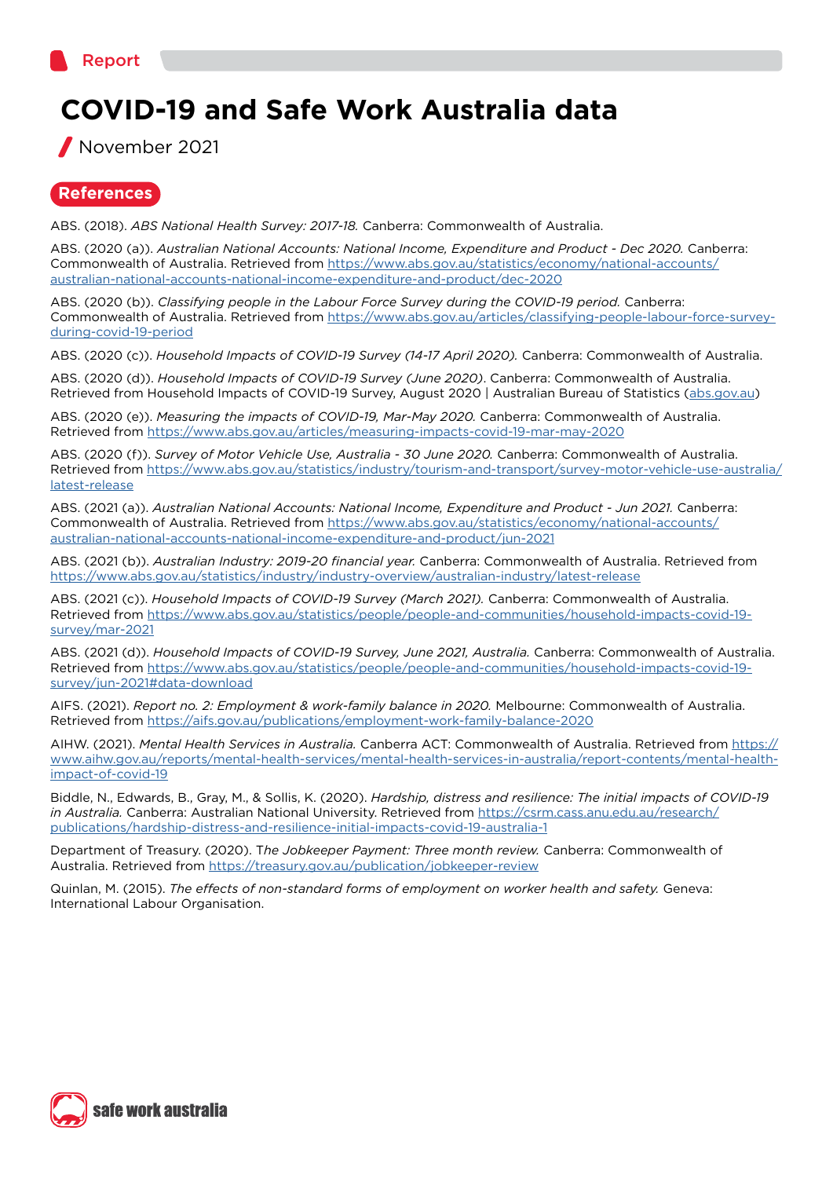## References

ABS. (2018). *ABS National Health Survey: 2017-18.* Canberra: Commonwealth of Australia.

ABS. (2020 (a)). *Australian National Accounts: National Income, Expenditure and Product - Dec 2020.* Canberra: Commonwealth of Australia. Retrieved from https://www.abs.gov.au/statistics/economy/national-accounts/australian-national-accounts-national-income-expenditure-and-product/dec-2020

ABS. (2020 (b)). *Classifying people in the Labour Force Survey during the COVID-19 period.* Canberra: Commonwealth of Australia. Retrieved from https://www.abs.gov.au/articles/classifying-people-labour-force-survey-during-covid-19-period

ABS. (2020 (c)). *Household Impacts of COVID-19 Survey (14-17 April 2020).* Canberra: Commonwealth of Australia.

ABS. (2020 (d)). *Household Impacts of COVID-19 Survey (June 2020)*. Canberra: Commonwealth of Australia. Retrieved from Household Impacts of COVID-19 Survey, August 2020 | Australian Bureau of Statistics (abs.gov.au)

ABS. (2020 (e)). *Measuring the impacts of COVID-19, Mar-May 2020.* Canberra: Commonwealth of Australia. Retrieved from https://www.abs.gov.au/articles/measuring-impacts-covid-19-mar-may-2020

ABS. (2020 (f)). *Survey of Motor Vehicle Use, Australia - 30 June 2020.* Canberra: Commonwealth of Australia. Retrieved from https://www.abs.gov.au/statistics/industry/tourism-and-transport/survey-motor-vehicle-use-australia/latest-release

ABS. (2021 (a)). *Australian National Accounts: National Income, Expenditure and Product - Jun 2021.* Canberra: Commonwealth of Australia. Retrieved from https://www.abs.gov.au/statistics/economy/national-accounts/australian-national-accounts-national-income-expenditure-and-product/jun-2021

ABS. (2021 (b)). *Australian Industry: 2019-20 financial year.* Canberra: Commonwealth of Australia. Retrieved from https://www.abs.gov.au/statistics/industry/industry-overview/australian-industry/latest-release

ABS. (2021 (c)). *Household Impacts of COVID-19 Survey (March 2021).* Canberra: Commonwealth of Australia. Retrieved from https://www.abs.gov.au/statistics/people/people-and-communities/household-impacts-covid-19-survey/mar-2021

ABS. (2021 (d)). *Household Impacts of COVID-19 Survey, June 2021, Australia.* Canberra: Commonwealth of Australia. Retrieved from https://www.abs.gov.au/statistics/people/people-and-communities/household-impacts-covid-19-survey/jun-2021#data-download

AIFS. (2021). *Report no. 2: Employment & work-family balance in 2020.* Melbourne: Commonwealth of Australia. Retrieved from https://aifs.gov.au/publications/employment-work-family-balance-2020

AIHW. (2021). *Mental Health Services in Australia.* Canberra ACT: Commonwealth of Australia. Retrieved from https://www.aihw.gov.au/reports/mental-health-services/mental-health-services-in-australia/report-contents/mental-health-impact-of-covid-19

Biddle, N., Edwards, B., Gray, M., & Sollis, K. (2020). *Hardship, distress and resilience: The initial impacts of COVID-19 in Australia.* Canberra: Australian National University. Retrieved from https://csrm.cass.anu.edu.au/research/publications/hardship-distress-and-resilience-initial-impacts-covid-19-australia-1

Department of Treasury. (2020). T*he Jobkeeper Payment: Three month review.* Canberra: Commonwealth of Australia. Retrieved from https://treasury.gov.au/publication/jobkeeper-review

Quinlan, M. (2015). *The effects of non-standard forms of employment on worker health and safety.* Geneva: International Labour Organisation.